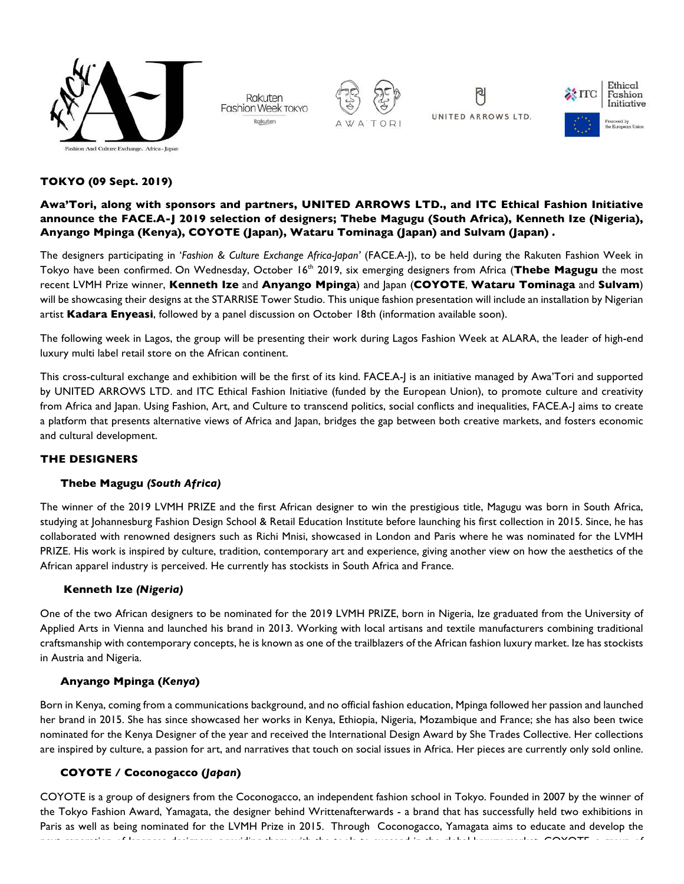**TOKYO (09 Sept. 2019)**

**Awa'Tori, along with sponsors and partners, UNITED ARROWS LTD., and ITC Ethical Fashion Initiative announce the FACE.A-J 2019 selection of designers; Thebe Magugu (South Africa), Kenneth Ize (Nigeria), Anyango Mpinga (Kenya), COYOTE (Japan), Wataru Tominaga (Japan) and Sulvam (Japan) .**

The designers participating in *'Fashion & Culture Exchange Africa-Japan'* (FACE.A-J), to be held during the Rakuten Fashion Week in Tokyo have been confirmed. On Wednesday, October 16th 2019, six emerging designers from Africa (**Thebe Magugu** the most recent LVMH Prize winner, **Kenneth Ize** and **Anyango Mpinga**) and Japan (**COYOTE**, **Wataru Tominaga** and **Sulvam**) will be showcasing their designs at the STARRISE Tower Studio. This unique fashion presentation will include an installation by Nigerian artist **Kadara Enyeasi**, followed by a panel discussion on October 18th (information available soon).

The following week in Lagos, the group will be presenting their work during Lagos Fashion Week at ALARA, the leader of high-end luxury multi label retail store on the African continent.

This cross-cultural exchange and exhibition will be the first of its kind. FACE.A-J is an initiative managed by Awa'Tori and supported by UNITED ARROWS LTD. and ITC Ethical Fashion Initiative (funded by the European Union), to promote culture and creativity from Africa and Japan. Using Fashion, Art, and Culture to transcend politics, social conflicts and inequalities, FACE.A-J aims to create a platform that presents alternative views of Africa and Japan, bridges the gap between both creative markets, and fosters economic and cultural development.

## THE DESIGNERS

### Thebe Magugu *(South Africa)*

The winner of the 2019 LVMH PRIZE and the first African designer to win the prestigious title, Magugu was born in South Africa, studying at Johannesburg Fashion Design School & Retail Education Institute before launching his first collection in 2015. Since, he has collaborated with renowned designers such as Richi Mnisi, showcased in London and Paris where he was nominated for the LVMH PRIZE. His work is inspired by culture, tradition, contemporary art and experience, giving another view on how the aesthetics of the African apparel industry is perceived. He currently has stockists in South Africa and France.

### Kenneth Ize *(Nigeria)*

One of the two African designers to be nominated for the 2019 LVMH PRIZE, born in Nigeria, Ize graduated from the University of Applied Arts in Vienna and launched his brand in 2013. Working with local artisans and textile manufacturers combining traditional craftsmanship with contemporary concepts, he is known as one of the trailblazers of the African fashion luxury market. Ize has stockists in Austria and Nigeria.

### Anyango Mpinga (*Kenya*)

Born in Kenya, coming from a communications background, and no official fashion education, Mpinga followed her passion and launched her brand in 2015. She has since showcased her works in Kenya, Ethiopia, Nigeria, Mozambique and France; she has also been twice nominated for the Kenya Designer of the year and received the International Design Award by She Trades Collective. Her collections are inspired by culture, a passion for art, and narratives that touch on social issues in Africa. Her pieces are currently only sold online.

### COYOTE / Coconogacco (*Japan*)

COYOTE is a group of designers from the Coconogacco, an independent fashion school in Tokyo. Founded in 2007 by the winner of the Tokyo Fashion Award, Yamagata, the designer behind Writtenafterwards - a brand that has successfully held two exhibitions in Paris as well as being nominated for the LVMH Prize in 2015. Through Coconogacco, Yamagata aims to educate and develop the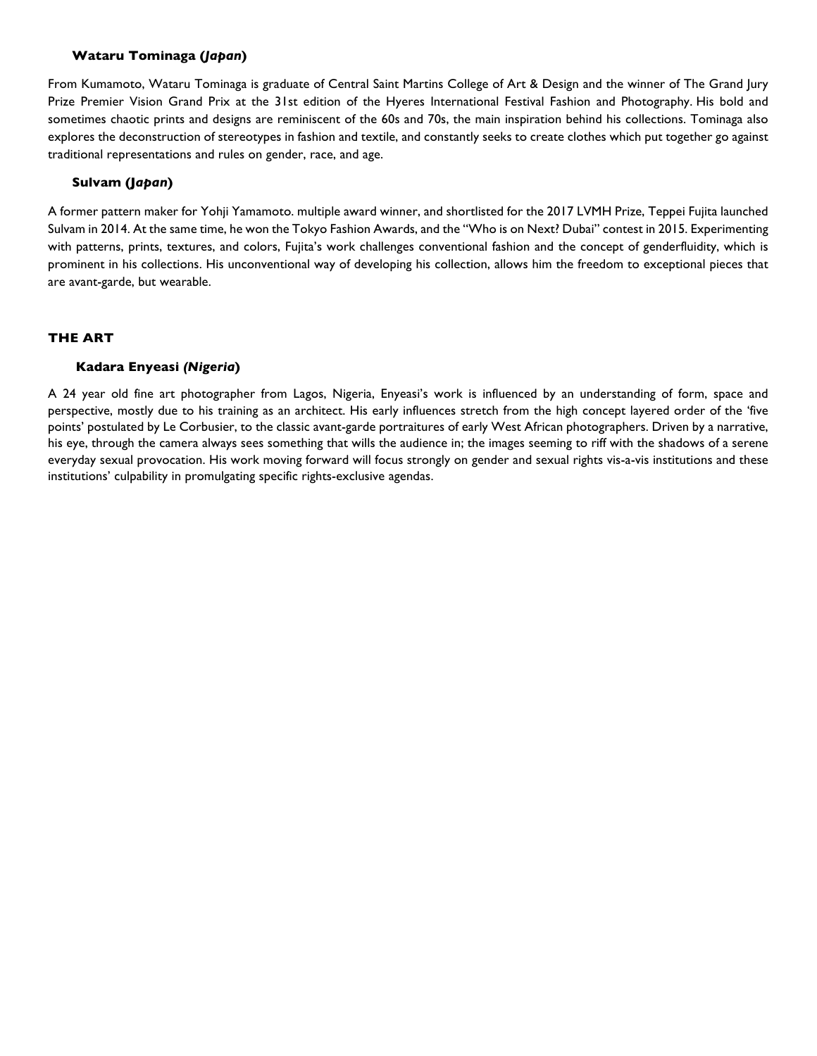### Wataru Tominaga (*Japan*)

From Kumamoto, Wataru Tominaga is graduate of Central Saint Martins College of Art & Design and the winner of The Grand Jury Prize Premier Vision Grand Prix at the 31st edition of the Hyeres International Festival Fashion and Photography. His bold and sometimes chaotic prints and designs are reminiscent of the 60s and 70s, the main inspiration behind his collections. Tominaga also explores the deconstruction of stereotypes in fashion and textile, and constantly seeks to create clothes which put together go against traditional representations and rules on gender, race, and age.

### Sulvam (*Japan*)

A former pattern maker for Yohji Yamamoto. multiple award winner, and shortlisted for the 2017 LVMH Prize, Teppei Fujita launched Sulvam in 2014. At the same time, he won the Tokyo Fashion Awards, and the "Who is on Next? Dubai" contest in 2015. Experimenting with patterns, prints, textures, and colors, Fujita's work challenges conventional fashion and the concept of genderfluidity, which is prominent in his collections. His unconventional way of developing his collection, allows him the freedom to exceptional pieces that are avant-garde, but wearable.

## THE ART

### Kadara Enyeasi *(Nigeria)*

A 24 year old fine art photographer from Lagos, Nigeria, Enyeasi's work is influenced by an understanding of form, space and perspective, mostly due to his training as an architect. His early influences stretch from the high concept layered order of the 'five points' postulated by Le Corbusier, to the classic avant-garde portraitures of early West African photographers. Driven by a narrative, his eye, through the camera always sees something that wills the audience in; the images seeming to riff with the shadows of a serene everyday sexual provocation. His work moving forward will focus strongly on gender and sexual rights vis-a-vis institutions and these institutions' culpability in promulgating specific rights-exclusive agendas.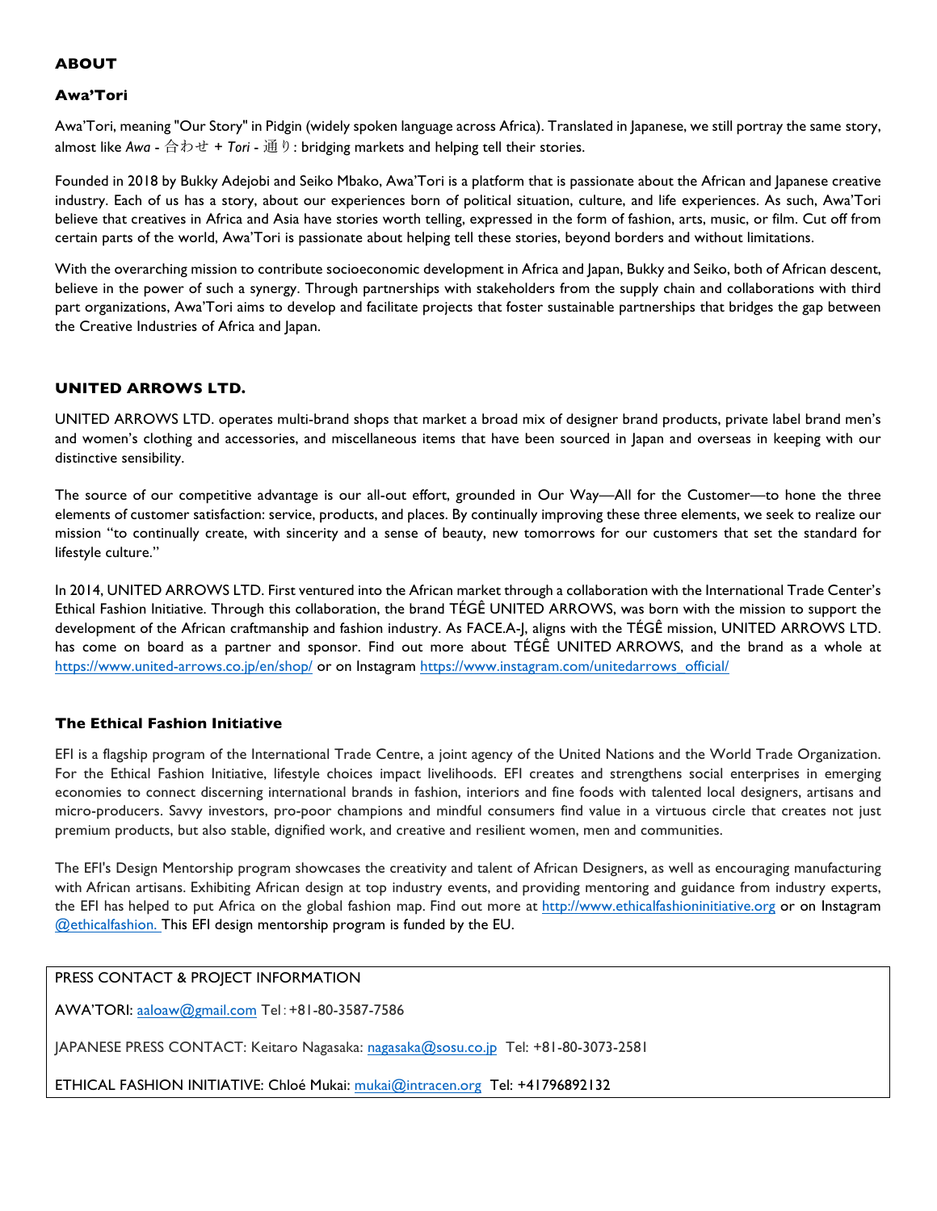# ABOUT

## Awa'Tori

Awa'Tori, meaning "Our Story" in Pidgin (widely spoken language across Africa). Translated in Japanese, we still portray the same story, almost like *Awa* - 合わせ + *Tori* - 通り: bridging markets and helping tell their stories.

Founded in 2018 by Bukky Adejobi and Seiko Mbako, Awa'Tori is a platform that is passionate about the African and Japanese creative industry. Each of us has a story, about our experiences born of political situation, culture, and life experiences. As such, Awa'Tori believe that creatives in Africa and Asia have stories worth telling, expressed in the form of fashion, arts, music, or film. Cut off from certain parts of the world, Awa'Tori is passionate about helping tell these stories, beyond borders and without limitations.

With the overarching mission to contribute socioeconomic development in Africa and Japan, Bukky and Seiko, both of African descent, believe in the power of such a synergy. Through partnerships with stakeholders from the supply chain and collaborations with third part organizations, Awa'Tori aims to develop and facilitate projects that foster sustainable partnerships that bridges the gap between the Creative Industries of Africa and Japan.

## UNITED ARROWS LTD.

UNITED ARROWS LTD. operates multi-brand shops that market a broad mix of designer brand products, private label brand men's and women's clothing and accessories, and miscellaneous items that have been sourced in Japan and overseas in keeping with our distinctive sensibility.

The source of our competitive advantage is our all-out effort, grounded in Our Way—All for the Customer—to hone the three elements of customer satisfaction: service, products, and places. By continually improving these three elements, we seek to realize our mission "to continually create, with sincerity and a sense of beauty, new tomorrows for our customers that set the standard for lifestyle culture."

In 2014, UNITED ARROWS LTD. First ventured into the African market through a collaboration with the International Trade Center's Ethical Fashion Initiative. Through this collaboration, the brand TÉGÊ UNITED ARROWS, was born with the mission to support the development of the African craftmanship and fashion industry. As FACE.A-J, aligns with the TÉGÊ mission, UNITED ARROWS LTD. has come on board as a partner and sponsor. Find out more about TÉGÊ UNITED ARROWS, and the brand as a whole at https://www.united-arrows.co.jp/en/shop/ or on Instagram https://www.instagram.com/unitedarrows_official/

## The Ethical Fashion Initiative

EFI is a flagship program of the International Trade Centre, a joint agency of the United Nations and the World Trade Organization. For the Ethical Fashion Initiative, lifestyle choices impact livelihoods. EFI creates and strengthens social enterprises in emerging economies to connect discerning international brands in fashion, interiors and fine foods with talented local designers, artisans and micro-producers. Savvy investors, pro-poor champions and mindful consumers find value in a virtuous circle that creates not just premium products, but also stable, dignified work, and creative and resilient women, men and communities.

The EFI's Design Mentorship program showcases the creativity and talent of African Designers, as well as encouraging manufacturing with African artisans. Exhibiting African design at top industry events, and providing mentoring and guidance from industry experts, the EFI has helped to put Africa on the global fashion map. Find out more at http://www.ethicalfashioninitiative.org or on Instagram @ethicalfashion. This EFI design mentorship program is funded by the EU.

PRESS CONTACT & PROJECT INFORMATION

AWA'TORI: aaloaw@gmail.com Tel：+81-80-3587-7586

JAPANESE PRESS CONTACT: Keitaro Nagasaka: nagasaka@sosu.co.jp Tel: +81-80-3073-2581

ETHICAL FASHION INITIATIVE: Chloé Mukai: mukai@intracen.org Tel: +41796892132